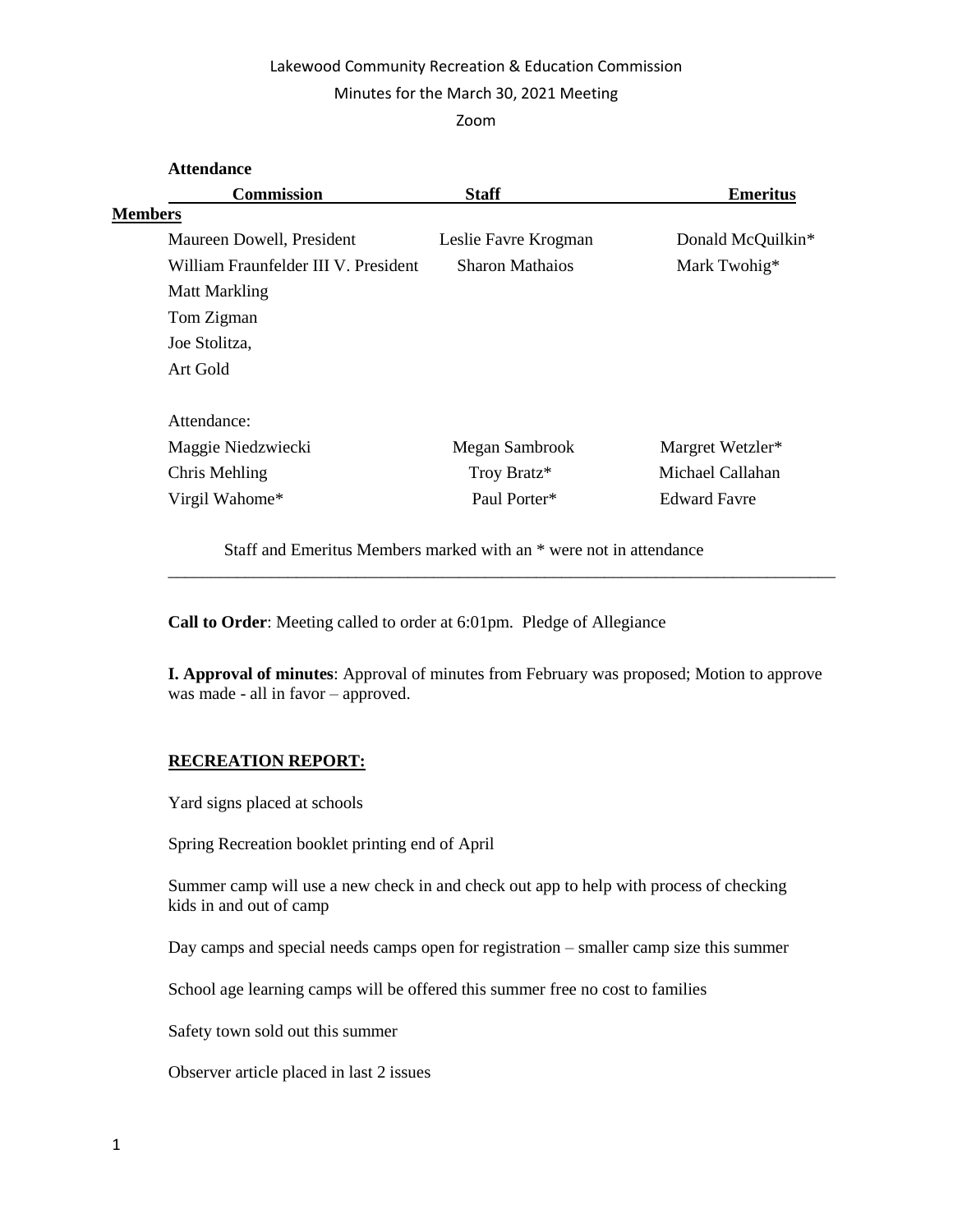Lakewood Community Recreation & Education Commission

Minutes for the March 30, 2021 Meeting

Zoom

**Attendance**

| **Commission Members** | **Staff** | **Emeritus** |
|---|---|---|
| Maureen Dowell, President | Leslie Favre Krogman | Donald McQuilkin* |
| William Fraunfelder III V. President | Sharon Mathaios | Mark Twohig* |
| Matt Markling | | |
| Tom Zigman | | |
| Joe Stolitza, | | |
| Art Gold | | |
| | | |
| Attendance: | | |
| Maggie Niedzwiecki | Megan Sambrook | Margret Wetzler* |
| Chris Mehling | Troy Bratz* | Michael Callahan |
| Virgil Wahome* | Paul Porter* | Edward Favre |

Staff and Emeritus Members marked with an * were not in attendance

---

**Call to Order**: Meeting called to order at 6:01pm. Pledge of Allegiance

**I. Approval of minutes**: Approval of minutes from February was proposed; Motion to approve was made - all in favor – approved.

**RECREATION REPORT:**

Yard signs placed at schools

Spring Recreation booklet printing end of April

Summer camp will use a new check in and check out app to help with process of checking kids in and out of camp

Day camps and special needs camps open for registration – smaller camp size this summer

School age learning camps will be offered this summer free no cost to families

Safety town sold out this summer

Observer article placed in last 2 issues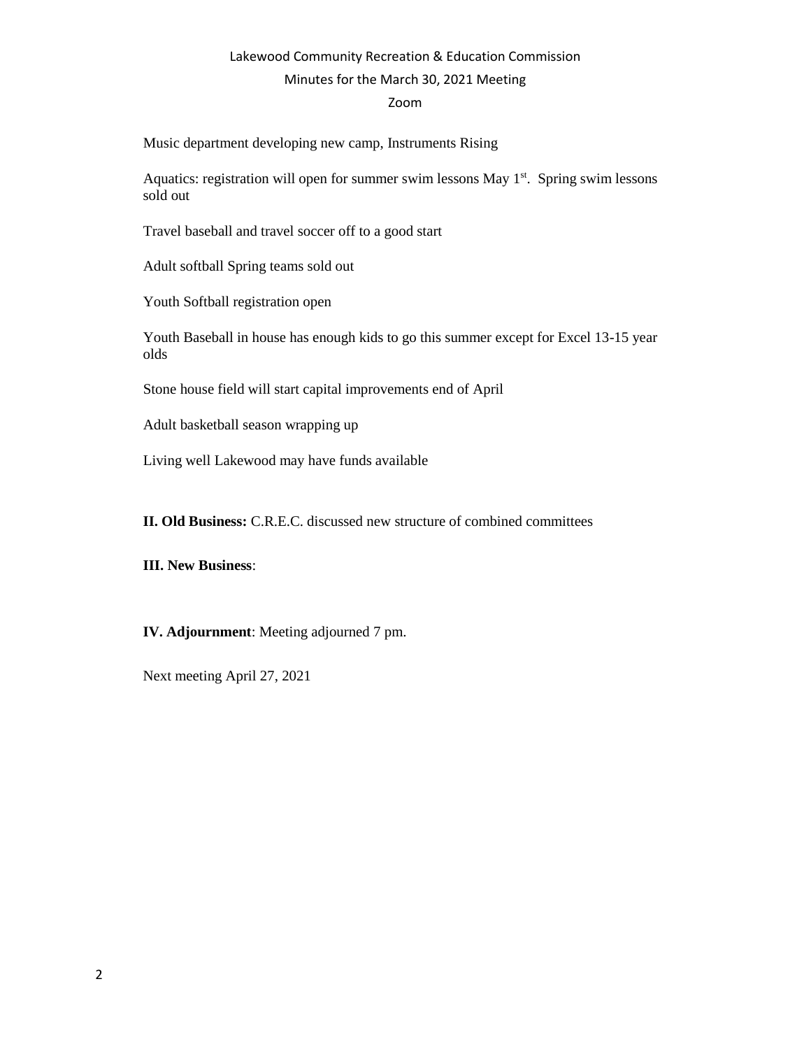Music department developing new camp, Instruments Rising

Aquatics: registration will open for summer swim lessons May 1st. Spring swim lessons sold out

Travel baseball and travel soccer off to a good start

Adult softball Spring teams sold out

Youth Softball registration open

Youth Baseball in house has enough kids to go this summer except for Excel 13-15 year olds

Stone house field will start capital improvements end of April

Adult basketball season wrapping up

Living well Lakewood may have funds available

**II. Old Business:** C.R.E.C. discussed new structure of combined committees

**III. New Business**:

**IV. Adjournment**: Meeting adjourned 7 pm.

Next meeting April 27, 2021